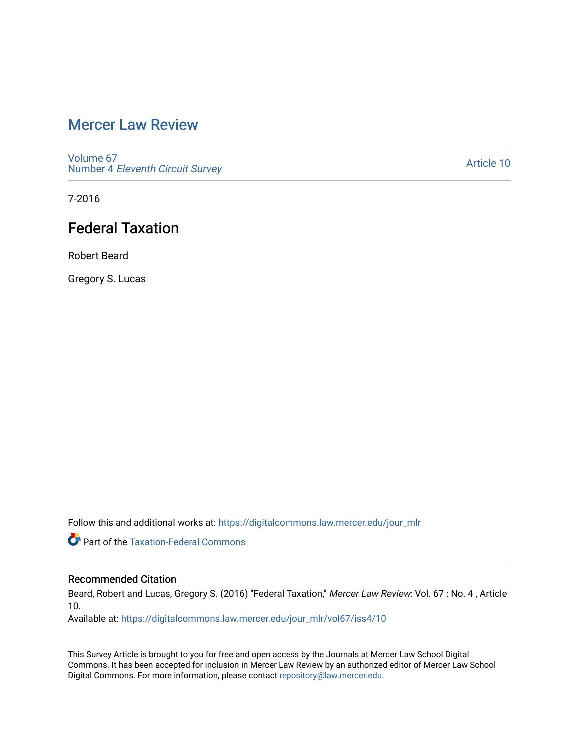# Mercer Law Review

Volume 67
Number 4 *Eleventh Circuit Survey*

Article 10

7-2016

## Federal Taxation

Robert Beard

Gregory S. Lucas

Follow this and additional works at: https://digitalcommons.law.mercer.edu/jour_mlr

Part of the Taxation-Federal Commons

### Recommended Citation

Beard, Robert and Lucas, Gregory S. (2016) "Federal Taxation," *Mercer Law Review*: Vol. 67 : No. 4 , Article 10.

Available at: https://digitalcommons.law.mercer.edu/jour_mlr/vol67/iss4/10

This Survey Article is brought to you for free and open access by the Journals at Mercer Law School Digital Commons. It has been accepted for inclusion in Mercer Law Review by an authorized editor of Mercer Law School Digital Commons. For more information, please contact repository@law.mercer.edu.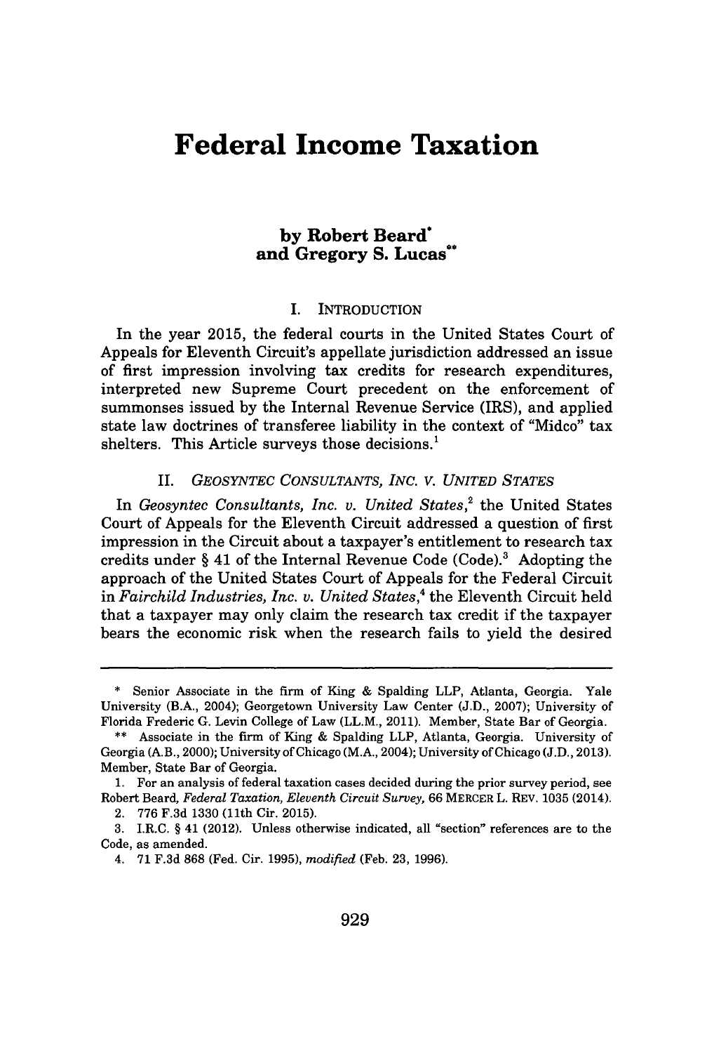# Federal Income Taxation

**by Robert Beard[*]**
**and Gregory S. Lucas[**]**

## I. INTRODUCTION

In the year 2015, the federal courts in the United States Court of Appeals for Eleventh Circuit's appellate jurisdiction addressed an issue of first impression involving tax credits for research expenditures, interpreted new Supreme Court precedent on the enforcement of summonses issued by the Internal Revenue Service (IRS), and applied state law doctrines of transferee liability in the context of "Midco" tax shelters. This Article surveys those decisions.[1]

## II. *GEOSYNTEC CONSULTANTS, INC. V. UNITED STATES*

In *Geosyntec Consultants, Inc. v. United States*,[2] the United States Court of Appeals for the Eleventh Circuit addressed a question of first impression in the Circuit about a taxpayer's entitlement to research tax credits under § 41 of the Internal Revenue Code (Code).[3] Adopting the approach of the United States Court of Appeals for the Federal Circuit in *Fairchild Industries, Inc. v. United States*,[4] the Eleventh Circuit held that a taxpayer may only claim the research tax credit if the taxpayer bears the economic risk when the research fails to yield the desired

---

\* Senior Associate in the firm of King & Spalding LLP, Atlanta, Georgia. Yale University (B.A., 2004); Georgetown University Law Center (J.D., 2007); University of Florida Frederic G. Levin College of Law (LL.M., 2011). Member, State Bar of Georgia.

\*\* Associate in the firm of King & Spalding LLP, Atlanta, Georgia. University of Georgia (A.B., 2000); University of Chicago (M.A., 2004); University of Chicago (J.D., 2013). Member, State Bar of Georgia.

1. For an analysis of federal taxation cases decided during the prior survey period, see Robert Beard, *Federal Taxation, Eleventh Circuit Survey*, 66 MERCER L. REV. 1035 (2014).

2. 776 F.3d 1330 (11th Cir. 2015).

3. I.R.C. § 41 (2012). Unless otherwise indicated, all "section" references are to the Code, as amended.

4. 71 F.3d 868 (Fed. Cir. 1995), *modified* (Feb. 23, 1996).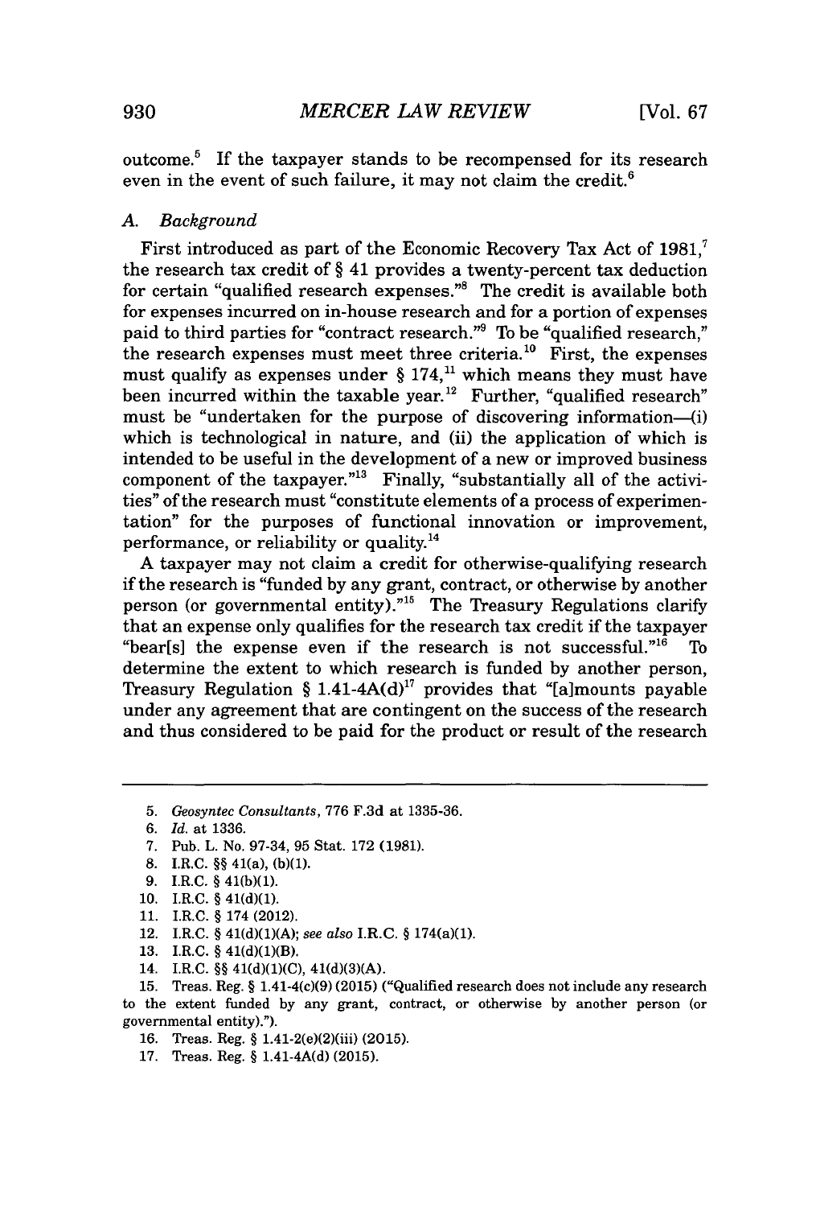outcome.[5] If the taxpayer stands to be recompensed for its research even in the event of such failure, it may not claim the credit.[6]

### A. *Background*

First introduced as part of the Economic Recovery Tax Act of 1981,[7] the research tax credit of § 41 provides a twenty-percent tax deduction for certain "qualified research expenses."[8] The credit is available both for expenses incurred on in-house research and for a portion of expenses paid to third parties for "contract research."[9] To be "qualified research," the research expenses must meet three criteria.[10] First, the expenses must qualify as expenses under § 174,[11] which means they must have been incurred within the taxable year.[12] Further, "qualified research" must be "undertaken for the purpose of discovering information—(i) which is technological in nature, and (ii) the application of which is intended to be useful in the development of a new or improved business component of the taxpayer."[13] Finally, "substantially all of the activities" of the research must "constitute elements of a process of experimentation" for the purposes of functional innovation or improvement, performance, or reliability or quality.[14]

A taxpayer may not claim a credit for otherwise-qualifying research if the research is "funded by any grant, contract, or otherwise by another person (or governmental entity)."[15] The Treasury Regulations clarify that an expense only qualifies for the research tax credit if the taxpayer "bear[s] the expense even if the research is not successful."[16] To determine the extent to which research is funded by another person, Treasury Regulation § 1.41-4A(d)[17] provides that "[a]mounts payable under any agreement that are contingent on the success of the research and thus considered to be paid for the product or result of the research

---

5. *Geosyntec Consultants*, 776 F.3d at 1335-36.
6. *Id.* at 1336.
7. Pub. L. No. 97-34, 95 Stat. 172 (1981).
8. I.R.C. §§ 41(a), (b)(1).
9. I.R.C. § 41(b)(1).
10. I.R.C. § 41(d)(1).
11. I.R.C. § 174 (2012).
12. I.R.C. § 41(d)(1)(A); *see also* I.R.C. § 174(a)(1).
13. I.R.C. § 41(d)(1)(B).
14. I.R.C. §§ 41(d)(1)(C), 41(d)(3)(A).
15. Treas. Reg. § 1.41-4(c)(9) (2015) ("Qualified research does not include any research to the extent funded by any grant, contract, or otherwise by another person (or governmental entity).").
16. Treas. Reg. § 1.41-2(e)(2)(iii) (2015).
17. Treas. Reg. § 1.41-4A(d) (2015).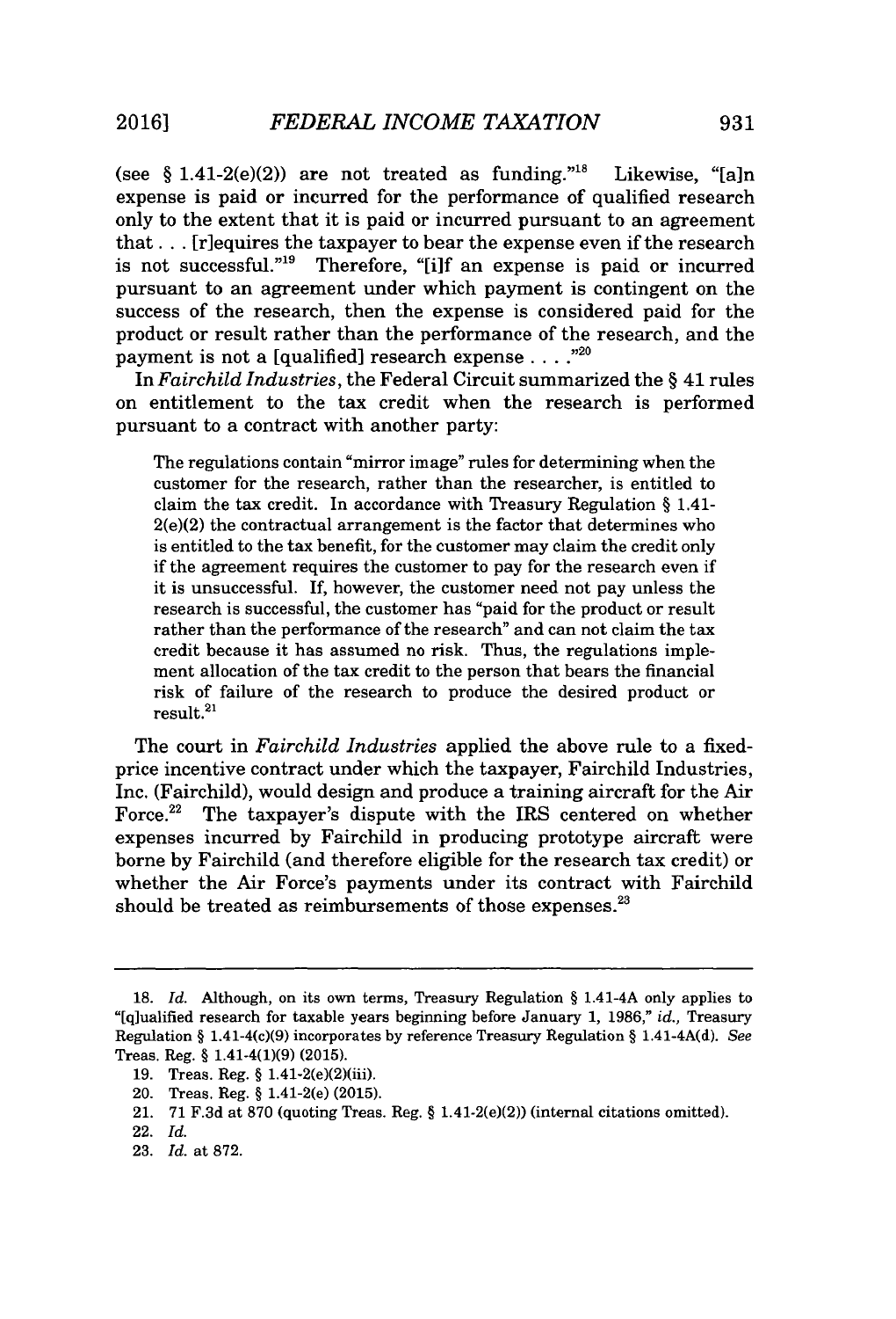(see § 1.41-2(e)(2)) are not treated as funding."[18] Likewise, "[a]n expense is paid or incurred for the performance of qualified research only to the extent that it is paid or incurred pursuant to an agreement that . . . [r]equires the taxpayer to bear the expense even if the research is not successful."[19] Therefore, "[i]f an expense is paid or incurred pursuant to an agreement under which payment is contingent on the success of the research, then the expense is considered paid for the product or result rather than the performance of the research, and the payment is not a [qualified] research expense . . . ."[20]

In *Fairchild Industries*, the Federal Circuit summarized the § 41 rules on entitlement to the tax credit when the research is performed pursuant to a contract with another party:

> The regulations contain "mirror image" rules for determining when the customer for the research, rather than the researcher, is entitled to claim the tax credit. In accordance with Treasury Regulation § 1.41-2(e)(2) the contractual arrangement is the factor that determines who is entitled to the tax benefit, for the customer may claim the credit only if the agreement requires the customer to pay for the research even if it is unsuccessful. If, however, the customer need not pay unless the research is successful, the customer has "paid for the product or result rather than the performance of the research" and can not claim the tax credit because it has assumed no risk. Thus, the regulations implement allocation of the tax credit to the person that bears the financial risk of failure of the research to produce the desired product or result.[21]

The court in *Fairchild Industries* applied the above rule to a fixed-price incentive contract under which the taxpayer, Fairchild Industries, Inc. (Fairchild), would design and produce a training aircraft for the Air Force.[22] The taxpayer's dispute with the IRS centered on whether expenses incurred by Fairchild in producing prototype aircraft were borne by Fairchild (and therefore eligible for the research tax credit) or whether the Air Force's payments under its contract with Fairchild should be treated as reimbursements of those expenses.[23]

---

18. *Id.* Although, on its own terms, Treasury Regulation § 1.41-4A only applies to "[q]ualified research for taxable years beginning before January 1, 1986," *id.*, Treasury Regulation § 1.41-4(c)(9) incorporates by reference Treasury Regulation § 1.41-4A(d). *See* Treas. Reg. § 1.41-4(1)(9) (2015).

19. Treas. Reg. § 1.41-2(e)(2)(iii).

20. Treas. Reg. § 1.41-2(e) (2015).

21. 71 F.3d at 870 (quoting Treas. Reg. § 1.41-2(e)(2)) (internal citations omitted).

22. *Id.*

23. *Id.* at 872.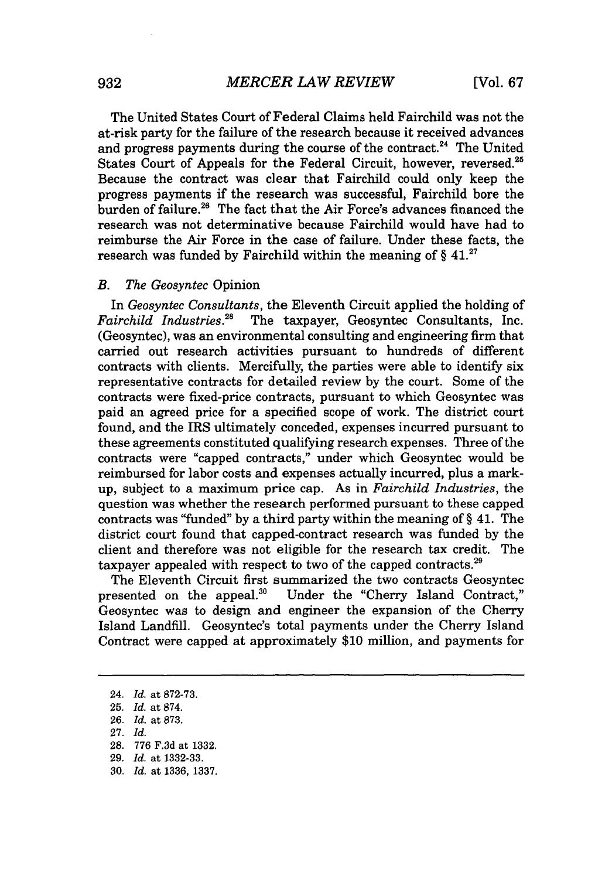The United States Court of Federal Claims held Fairchild was not the at-risk party for the failure of the research because it received advances and progress payments during the course of the contract.[24] The United States Court of Appeals for the Federal Circuit, however, reversed.[25] Because the contract was clear that Fairchild could only keep the progress payments if the research was successful, Fairchild bore the burden of failure.[26] The fact that the Air Force's advances financed the research was not determinative because Fairchild would have had to reimburse the Air Force in the case of failure. Under these facts, the research was funded by Fairchild within the meaning of § 41.[27]

### B. *The Geosyntec* Opinion

In *Geosyntec Consultants*, the Eleventh Circuit applied the holding of *Fairchild Industries*.[28] The taxpayer, Geosyntec Consultants, Inc. (Geosyntec), was an environmental consulting and engineering firm that carried out research activities pursuant to hundreds of different contracts with clients. Mercifully, the parties were able to identify six representative contracts for detailed review by the court. Some of the contracts were fixed-price contracts, pursuant to which Geosyntec was paid an agreed price for a specified scope of work. The district court found, and the IRS ultimately conceded, expenses incurred pursuant to these agreements constituted qualifying research expenses. Three of the contracts were "capped contracts," under which Geosyntec would be reimbursed for labor costs and expenses actually incurred, plus a mark-up, subject to a maximum price cap. As in *Fairchild Industries*, the question was whether the research performed pursuant to these capped contracts was "funded" by a third party within the meaning of § 41. The district court found that capped-contract research was funded by the client and therefore was not eligible for the research tax credit. The taxpayer appealed with respect to two of the capped contracts.[29]

The Eleventh Circuit first summarized the two contracts Geosyntec presented on the appeal.[30] Under the "Cherry Island Contract," Geosyntec was to design and engineer the expansion of the Cherry Island Landfill. Geosyntec's total payments under the Cherry Island Contract were capped at approximately $10 million, and payments for

---

24. *Id.* at 872-73.
25. *Id.* at 874.
26. *Id.* at 873.
27. *Id.*
28. 776 F.3d at 1332.
29. *Id.* at 1332-33.
30. *Id.* at 1336, 1337.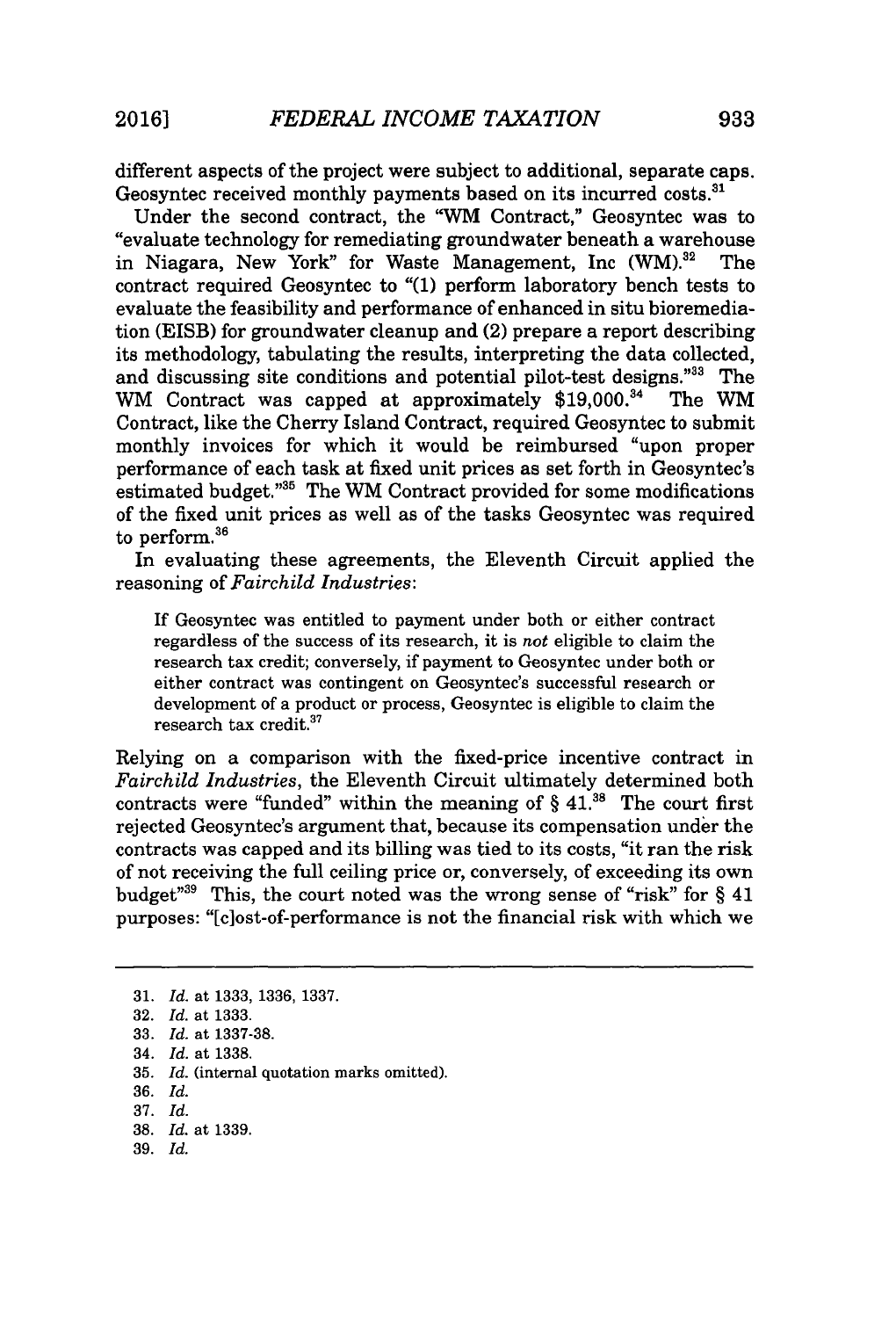different aspects of the project were subject to additional, separate caps. Geosyntec received monthly payments based on its incurred costs.[31]

Under the second contract, the "WM Contract," Geosyntec was to "evaluate technology for remediating groundwater beneath a warehouse in Niagara, New York" for Waste Management, Inc (WM).[32] The contract required Geosyntec to "(1) perform laboratory bench tests to evaluate the feasibility and performance of enhanced in situ bioremediation (EISB) for groundwater cleanup and (2) prepare a report describing its methodology, tabulating the results, interpreting the data collected, and discussing site conditions and potential pilot-test designs."[33] The WM Contract was capped at approximately $19,000.[34] The WM Contract, like the Cherry Island Contract, required Geosyntec to submit monthly invoices for which it would be reimbursed "upon proper performance of each task at fixed unit prices as set forth in Geosyntec's estimated budget."[35] The WM Contract provided for some modifications of the fixed unit prices as well as of the tasks Geosyntec was required to perform.[36]

In evaluating these agreements, the Eleventh Circuit applied the reasoning of *Fairchild Industries*:

> If Geosyntec was entitled to payment under both or either contract regardless of the success of its research, it is *not* eligible to claim the research tax credit; conversely, if payment to Geosyntec under both or either contract was contingent on Geosyntec's successful research or development of a product or process, Geosyntec is eligible to claim the research tax credit.[37]

Relying on a comparison with the fixed-price incentive contract in *Fairchild Industries*, the Eleventh Circuit ultimately determined both contracts were "funded" within the meaning of § 41.[38] The court first rejected Geosyntec's argument that, because its compensation under the contracts was capped and its billing was tied to its costs, "it ran the risk of not receiving the full ceiling price or, conversely, of exceeding its own budget"[39] This, the court noted was the wrong sense of "risk" for § 41 purposes: "[c]ost-of-performance is not the financial risk with which we

---

31. *Id.* at 1333, 1336, 1337.
32. *Id.* at 1333.
33. *Id.* at 1337-38.
34. *Id.* at 1338.
35. *Id.* (internal quotation marks omitted).
36. *Id.*
37. *Id.*
38. *Id.* at 1339.
39. *Id.*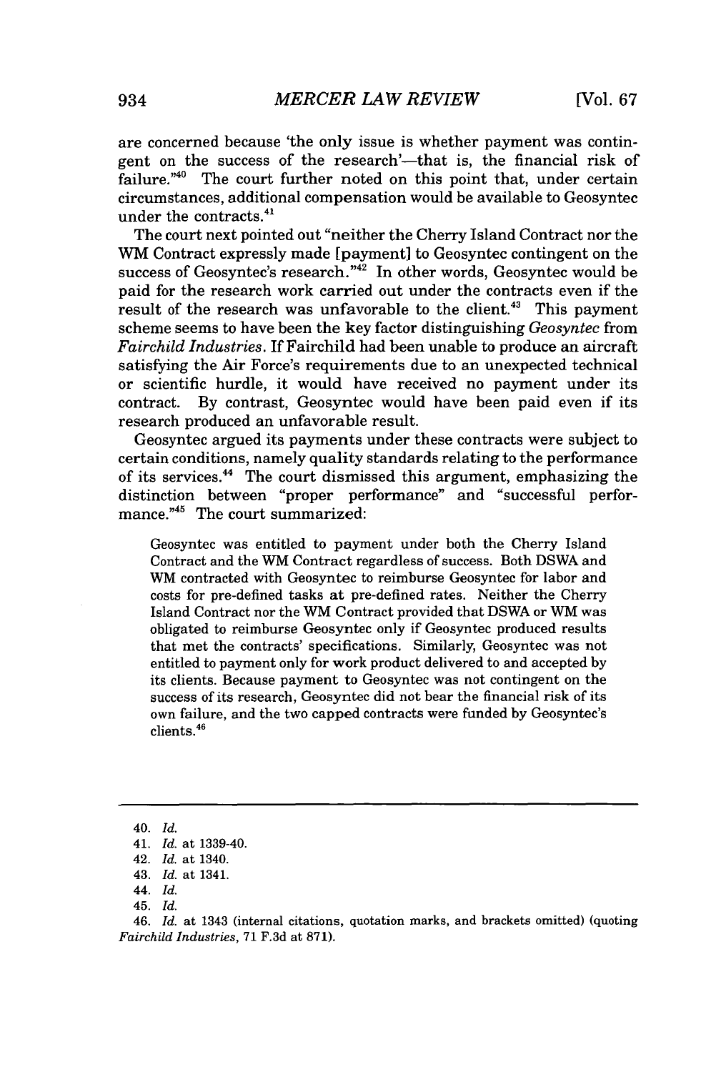are concerned because 'the only issue is whether payment was contingent on the success of the research'—that is, the financial risk of failure."[40] The court further noted on this point that, under certain circumstances, additional compensation would be available to Geosyntec under the contracts.[41]

The court next pointed out "neither the Cherry Island Contract nor the WM Contract expressly made [payment] to Geosyntec contingent on the success of Geosyntec's research."[42] In other words, Geosyntec would be paid for the research work carried out under the contracts even if the result of the research was unfavorable to the client.[43] This payment scheme seems to have been the key factor distinguishing *Geosyntec* from *Fairchild Industries*. If Fairchild had been unable to produce an aircraft satisfying the Air Force's requirements due to an unexpected technical or scientific hurdle, it would have received no payment under its contract. By contrast, Geosyntec would have been paid even if its research produced an unfavorable result.

Geosyntec argued its payments under these contracts were subject to certain conditions, namely quality standards relating to the performance of its services.[44] The court dismissed this argument, emphasizing the distinction between "proper performance" and "successful performance."[45] The court summarized:

> Geosyntec was entitled to payment under both the Cherry Island Contract and the WM Contract regardless of success. Both DSWA and WM contracted with Geosyntec to reimburse Geosyntec for labor and costs for pre-defined tasks at pre-defined rates. Neither the Cherry Island Contract nor the WM Contract provided that DSWA or WM was obligated to reimburse Geosyntec only if Geosyntec produced results that met the contracts' specifications. Similarly, Geosyntec was not entitled to payment only for work product delivered to and accepted by its clients. Because payment to Geosyntec was not contingent on the success of its research, Geosyntec did not bear the financial risk of its own failure, and the two capped contracts were funded by Geosyntec's clients.[46]

---

40. *Id.*
41. *Id.* at 1339-40.
42. *Id.* at 1340.
43. *Id.* at 1341.
44. *Id.*
45. *Id.*
46. *Id.* at 1343 (internal citations, quotation marks, and brackets omitted) (quoting *Fairchild Industries*, 71 F.3d at 871).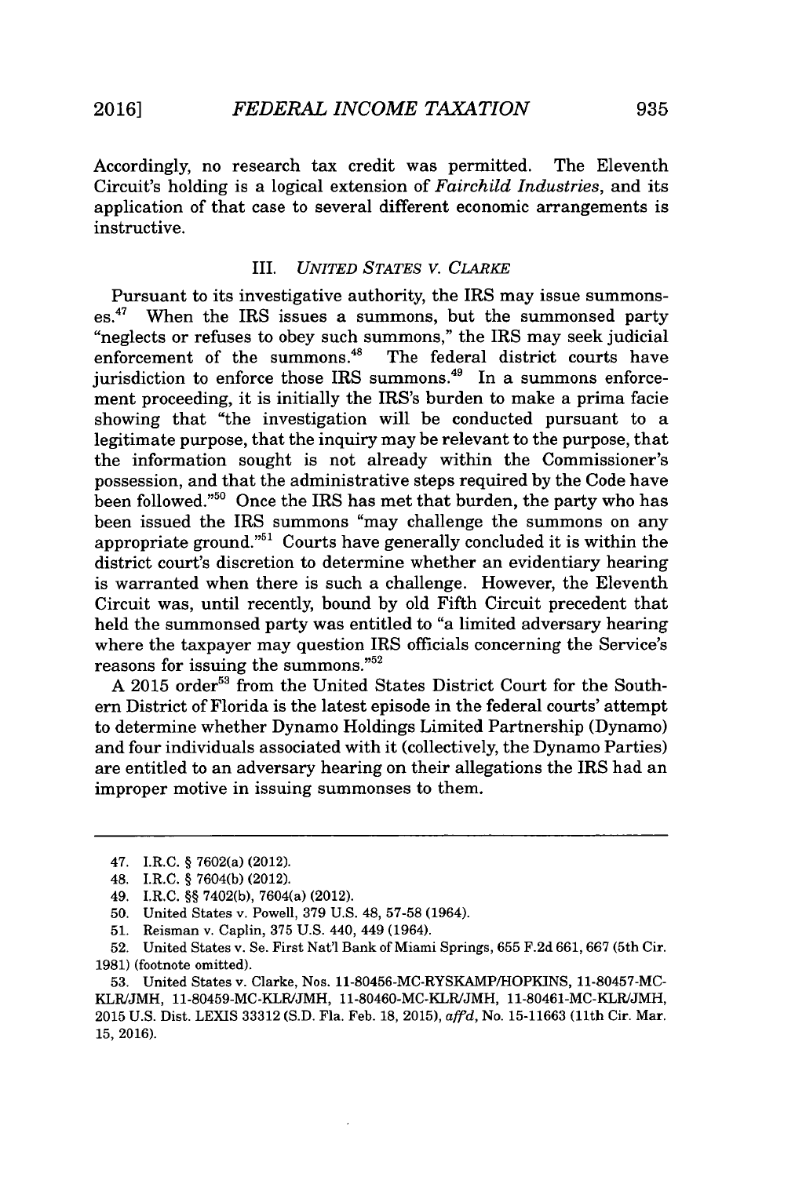Accordingly, no research tax credit was permitted. The Eleventh Circuit's holding is a logical extension of *Fairchild Industries*, and its application of that case to several different economic arrangements is instructive.

### III. *UNITED STATES V. CLARKE*

Pursuant to its investigative authority, the IRS may issue summonses.[47] When the IRS issues a summons, but the summonsed party "neglects or refuses to obey such summons," the IRS may seek judicial enforcement of the summons.[48] The federal district courts have jurisdiction to enforce those IRS summons.[49] In a summons enforcement proceeding, it is initially the IRS's burden to make a prima facie showing that "the investigation will be conducted pursuant to a legitimate purpose, that the inquiry may be relevant to the purpose, that the information sought is not already within the Commissioner's possession, and that the administrative steps required by the Code have been followed."[50] Once the IRS has met that burden, the party who has been issued the IRS summons "may challenge the summons on any appropriate ground."[51] Courts have generally concluded it is within the district court's discretion to determine whether an evidentiary hearing is warranted when there is such a challenge. However, the Eleventh Circuit was, until recently, bound by old Fifth Circuit precedent that held the summonsed party was entitled to "a limited adversary hearing where the taxpayer may question IRS officials concerning the Service's reasons for issuing the summons."[52]

A 2015 order[53] from the United States District Court for the Southern District of Florida is the latest episode in the federal courts' attempt to determine whether Dynamo Holdings Limited Partnership (Dynamo) and four individuals associated with it (collectively, the Dynamo Parties) are entitled to an adversary hearing on their allegations the IRS had an improper motive in issuing summonses to them.

---

47. I.R.C. § 7602(a) (2012).

48. I.R.C. § 7604(b) (2012).

49. I.R.C. §§ 7402(b), 7604(a) (2012).

50. United States v. Powell, 379 U.S. 48, 57-58 (1964).

51. Reisman v. Caplin, 375 U.S. 440, 449 (1964).

52. United States v. Se. First Nat'l Bank of Miami Springs, 655 F.2d 661, 667 (5th Cir. 1981) (footnote omitted).

53. United States v. Clarke, Nos. 11-80456-MC-RYSKAMP/HOPKINS, 11-80457-MC-KLR/JMH, 11-80459-MC-KLR/JMH, 11-80460-MC-KLR/JMH, 11-80461-MC-KLR/JMH, 2015 U.S. Dist. LEXIS 33312 (S.D. Fla. Feb. 18, 2015), *aff'd*, No. 15-11663 (11th Cir. Mar. 15, 2016).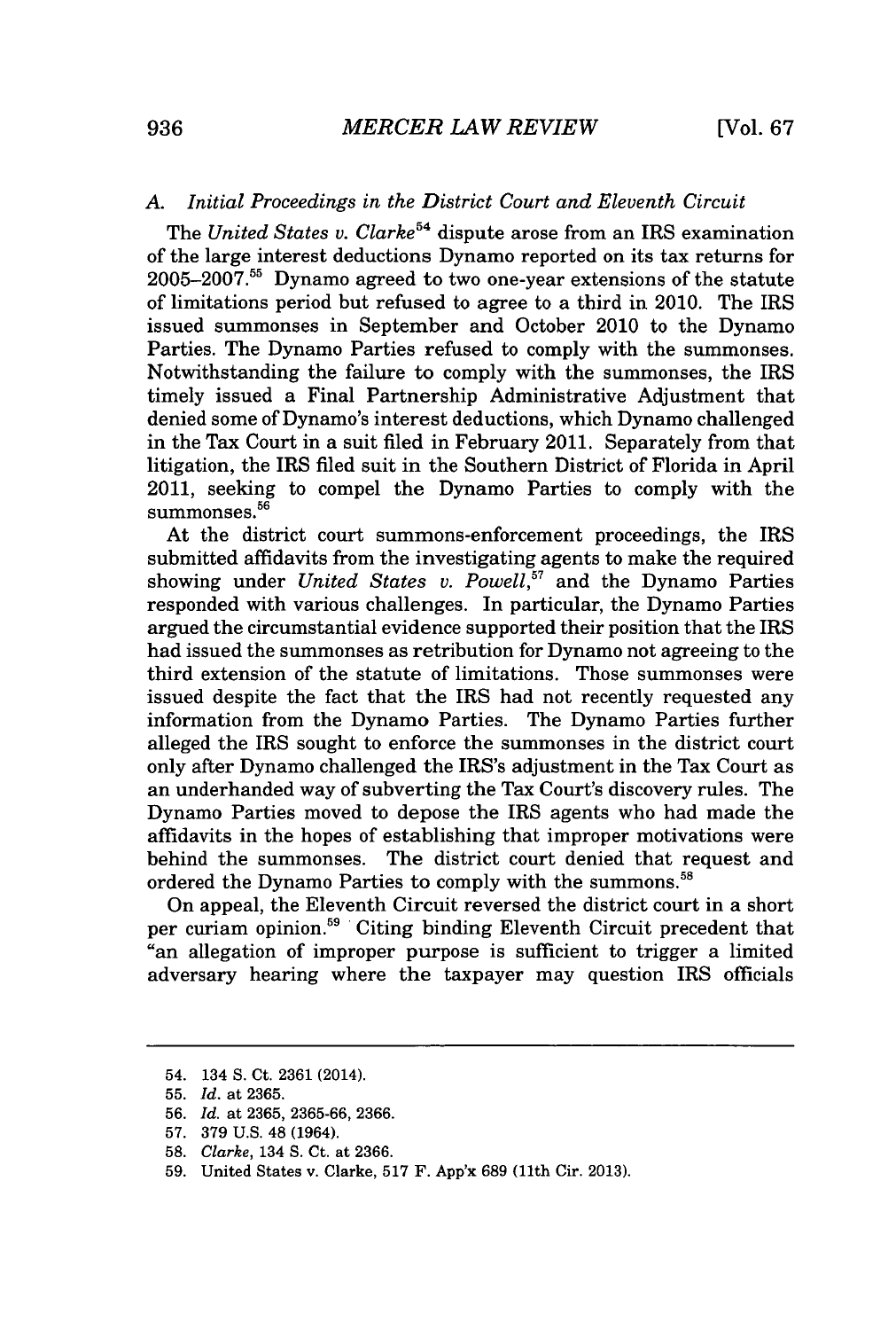### A. *Initial Proceedings in the District Court and Eleventh Circuit*

The *United States v. Clarke*[54] dispute arose from an IRS examination of the large interest deductions Dynamo reported on its tax returns for 2005–2007.[55] Dynamo agreed to two one-year extensions of the statute of limitations period but refused to agree to a third in 2010. The IRS issued summonses in September and October 2010 to the Dynamo Parties. The Dynamo Parties refused to comply with the summonses. Notwithstanding the failure to comply with the summonses, the IRS timely issued a Final Partnership Administrative Adjustment that denied some of Dynamo's interest deductions, which Dynamo challenged in the Tax Court in a suit filed in February 2011. Separately from that litigation, the IRS filed suit in the Southern District of Florida in April 2011, seeking to compel the Dynamo Parties to comply with the summonses.[56]

At the district court summons-enforcement proceedings, the IRS submitted affidavits from the investigating agents to make the required showing under *United States v. Powell*,[57] and the Dynamo Parties responded with various challenges. In particular, the Dynamo Parties argued the circumstantial evidence supported their position that the IRS had issued the summonses as retribution for Dynamo not agreeing to the third extension of the statute of limitations. Those summonses were issued despite the fact that the IRS had not recently requested any information from the Dynamo Parties. The Dynamo Parties further alleged the IRS sought to enforce the summonses in the district court only after Dynamo challenged the IRS's adjustment in the Tax Court as an underhanded way of subverting the Tax Court's discovery rules. The Dynamo Parties moved to depose the IRS agents who had made the affidavits in the hopes of establishing that improper motivations were behind the summonses. The district court denied that request and ordered the Dynamo Parties to comply with the summons.[58]

On appeal, the Eleventh Circuit reversed the district court in a short per curiam opinion.[59] Citing binding Eleventh Circuit precedent that "an allegation of improper purpose is sufficient to trigger a limited adversary hearing where the taxpayer may question IRS officials

---

54. 134 S. Ct. 2361 (2014).

55. *Id.* at 2365.

56. *Id.* at 2365, 2365-66, 2366.

57. 379 U.S. 48 (1964).

58. *Clarke*, 134 S. Ct. at 2366.

59. United States v. Clarke, 517 F. App'x 689 (11th Cir. 2013).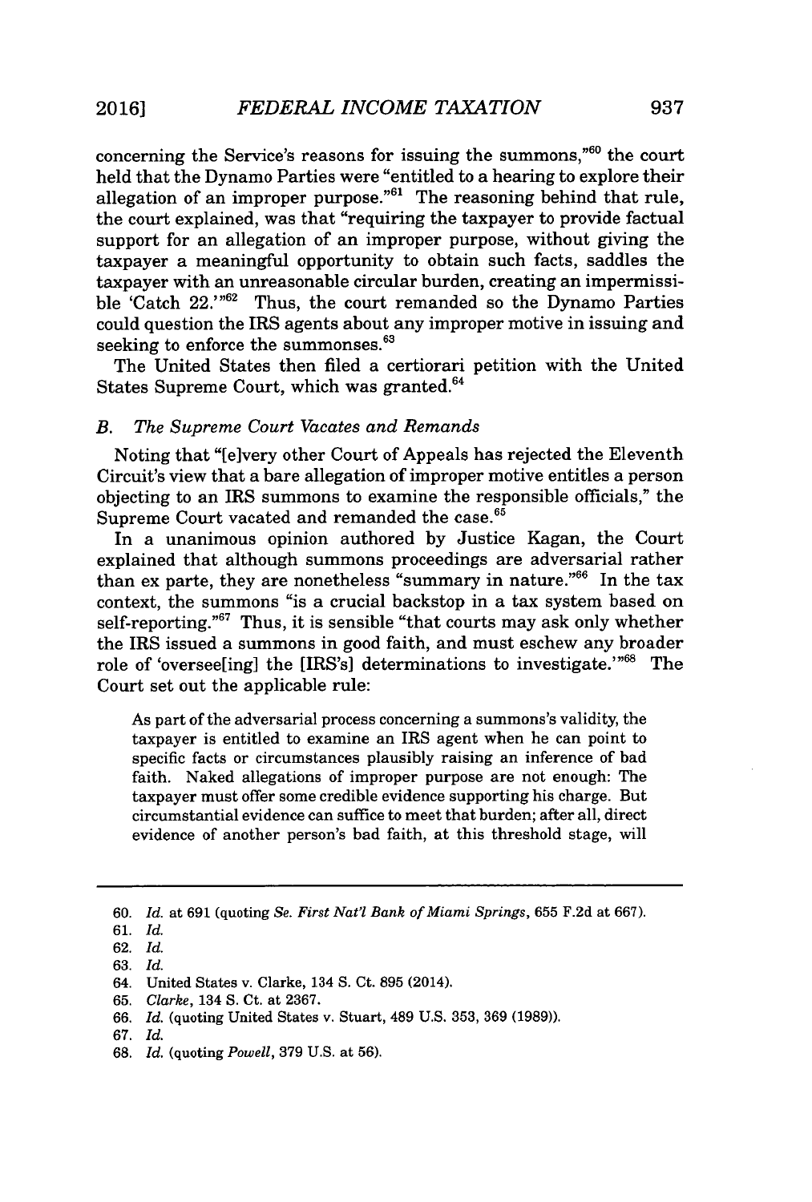concerning the Service's reasons for issuing the summons,"[60] the court held that the Dynamo Parties were "entitled to a hearing to explore their allegation of an improper purpose."[61] The reasoning behind that rule, the court explained, was that "requiring the taxpayer to provide factual support for an allegation of an improper purpose, without giving the taxpayer a meaningful opportunity to obtain such facts, saddles the taxpayer with an unreasonable circular burden, creating an impermissible 'Catch 22.'"[62] Thus, the court remanded so the Dynamo Parties could question the IRS agents about any improper motive in issuing and seeking to enforce the summonses.[63]

The United States then filed a certiorari petition with the United States Supreme Court, which was granted.[64]

### *B. The Supreme Court Vacates and Remands*

Noting that "[e]very other Court of Appeals has rejected the Eleventh Circuit's view that a bare allegation of improper motive entitles a person objecting to an IRS summons to examine the responsible officials," the Supreme Court vacated and remanded the case.[65]

In a unanimous opinion authored by Justice Kagan, the Court explained that although summons proceedings are adversarial rather than ex parte, they are nonetheless "summary in nature."[66] In the tax context, the summons "is a crucial backstop in a tax system based on self-reporting."[67] Thus, it is sensible "that courts may ask only whether the IRS issued a summons in good faith, and must eschew any broader role of 'oversee[ing] the [IRS's] determinations to investigate.'"[68] The Court set out the applicable rule:

> As part of the adversarial process concerning a summons's validity, the taxpayer is entitled to examine an IRS agent when he can point to specific facts or circumstances plausibly raising an inference of bad faith. Naked allegations of improper purpose are not enough: The taxpayer must offer some credible evidence supporting his charge. But circumstantial evidence can suffice to meet that burden; after all, direct evidence of another person's bad faith, at this threshold stage, will

---

60. *Id.* at 691 (quoting *Se. First Nat'l Bank of Miami Springs*, 655 F.2d at 667).

61. *Id.*

62. *Id.*

63. *Id.*

64. United States v. Clarke, 134 S. Ct. 895 (2014).

65. *Clarke*, 134 S. Ct. at 2367.

66. *Id.* (quoting United States v. Stuart, 489 U.S. 353, 369 (1989)).

67. *Id.*

68. *Id.* (quoting *Powell*, 379 U.S. at 56).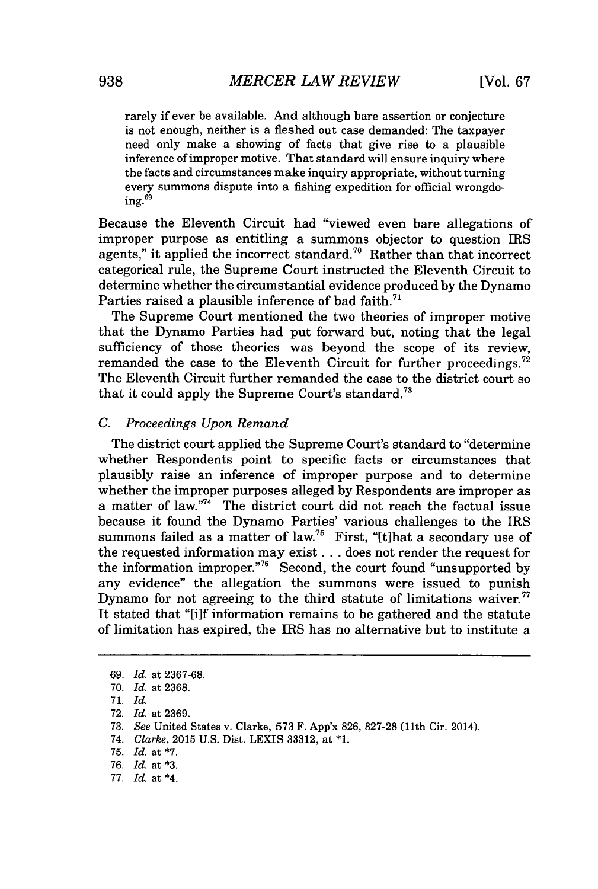rarely if ever be available. And although bare assertion or conjecture is not enough, neither is a fleshed out case demanded: The taxpayer need only make a showing of facts that give rise to a plausible inference of improper motive. That standard will ensure inquiry where the facts and circumstances make inquiry appropriate, without turning every summons dispute into a fishing expedition for official wrongdoing.[69]

Because the Eleventh Circuit had "viewed even bare allegations of improper purpose as entitling a summons objector to question IRS agents," it applied the incorrect standard.[70] Rather than that incorrect categorical rule, the Supreme Court instructed the Eleventh Circuit to determine whether the circumstantial evidence produced by the Dynamo Parties raised a plausible inference of bad faith.[71]

The Supreme Court mentioned the two theories of improper motive that the Dynamo Parties had put forward but, noting that the legal sufficiency of those theories was beyond the scope of its review, remanded the case to the Eleventh Circuit for further proceedings.[72] The Eleventh Circuit further remanded the case to the district court so that it could apply the Supreme Court's standard.[73]

### C. *Proceedings Upon Remand*

The district court applied the Supreme Court's standard to "determine whether Respondents point to specific facts or circumstances that plausibly raise an inference of improper purpose and to determine whether the improper purposes alleged by Respondents are improper as a matter of law."[74] The district court did not reach the factual issue because it found the Dynamo Parties' various challenges to the IRS summons failed as a matter of law.[75] First, "[t]hat a secondary use of the requested information may exist . . . does not render the request for the information improper."[76] Second, the court found "unsupported by any evidence" the allegation the summons were issued to punish Dynamo for not agreeing to the third statute of limitations waiver.[77] It stated that "[i]f information remains to be gathered and the statute of limitation has expired, the IRS has no alternative but to institute a

---

69. *Id.* at 2367-68.
70. *Id.* at 2368.
71. *Id.*
72. *Id.* at 2369.
73. *See* United States v. Clarke, 573 F. App'x 826, 827-28 (11th Cir. 2014).
74. *Clarke*, 2015 U.S. Dist. LEXIS 33312, at *1.
75. *Id.* at *7.
76. *Id.* at *3.
77. *Id.* at *4.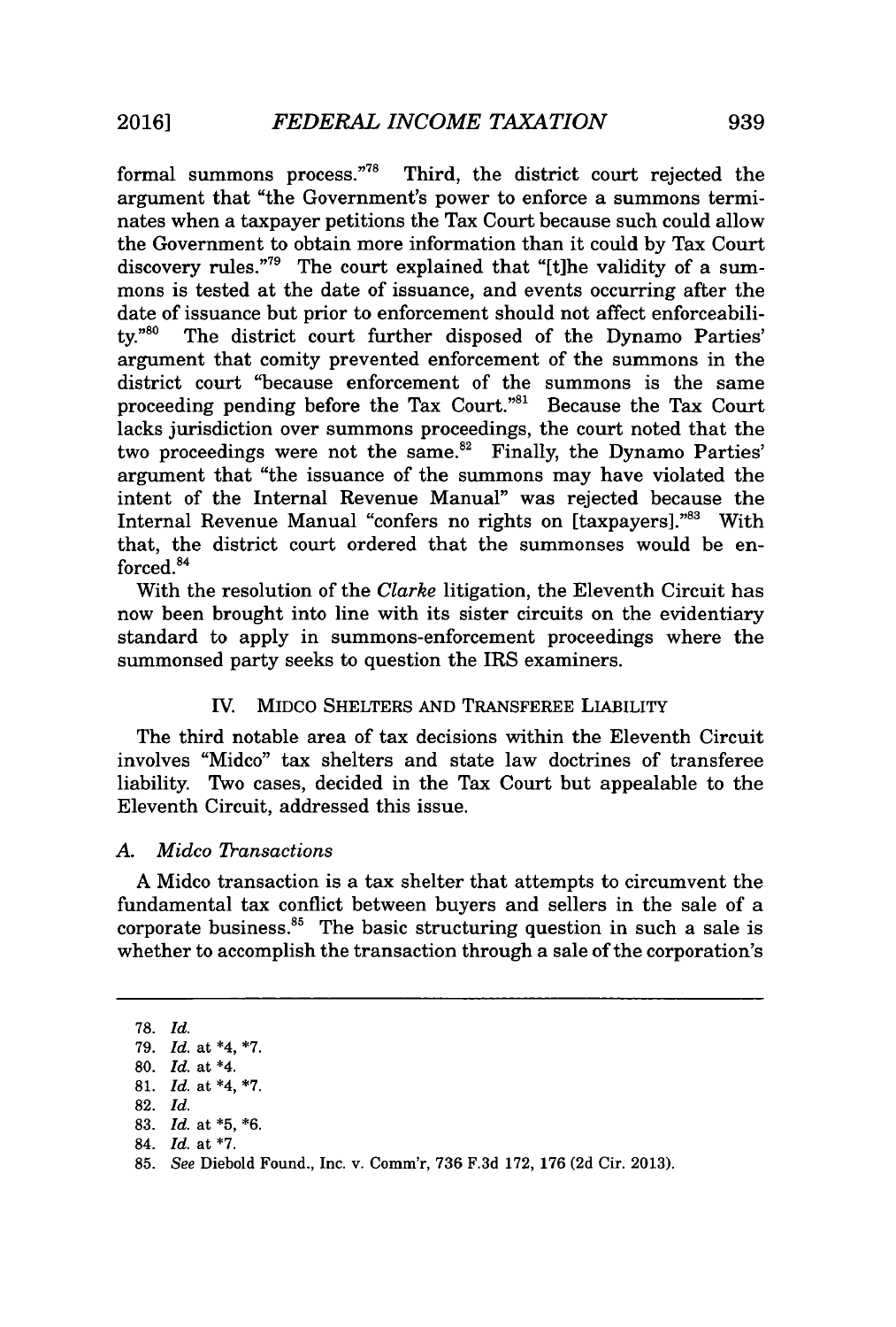formal summons process."[78] Third, the district court rejected the argument that "the Government's power to enforce a summons terminates when a taxpayer petitions the Tax Court because such could allow the Government to obtain more information than it could by Tax Court discovery rules."[79] The court explained that "[t]he validity of a summons is tested at the date of issuance, and events occurring after the date of issuance but prior to enforcement should not affect enforceability."[80] The district court further disposed of the Dynamo Parties' argument that comity prevented enforcement of the summons in the district court "because enforcement of the summons is the same proceeding pending before the Tax Court."[81] Because the Tax Court lacks jurisdiction over summons proceedings, the court noted that the two proceedings were not the same.[82] Finally, the Dynamo Parties' argument that "the issuance of the summons may have violated the intent of the Internal Revenue Manual" was rejected because the Internal Revenue Manual "confers no rights on [taxpayers]."[83] With that, the district court ordered that the summonses would be enforced.[84]

With the resolution of the *Clarke* litigation, the Eleventh Circuit has now been brought into line with its sister circuits on the evidentiary standard to apply in summons-enforcement proceedings where the summonsed party seeks to question the IRS examiners.

## IV. MIDCO SHELTERS AND TRANSFEREE LIABILITY

The third notable area of tax decisions within the Eleventh Circuit involves "Midco" tax shelters and state law doctrines of transferee liability. Two cases, decided in the Tax Court but appealable to the Eleventh Circuit, addressed this issue.

### A. *Midco Transactions*

A Midco transaction is a tax shelter that attempts to circumvent the fundamental tax conflict between buyers and sellers in the sale of a corporate business.[85] The basic structuring question in such a sale is whether to accomplish the transaction through a sale of the corporation's

---

78. *Id.*
79. *Id.* at *4, *7.
80. *Id.* at *4.
81. *Id.* at *4, *7.
82. *Id.*
83. *Id.* at *5, *6.
84. *Id.* at *7.
85. *See* Diebold Found., Inc. v. Comm'r, 736 F.3d 172, 176 (2d Cir. 2013).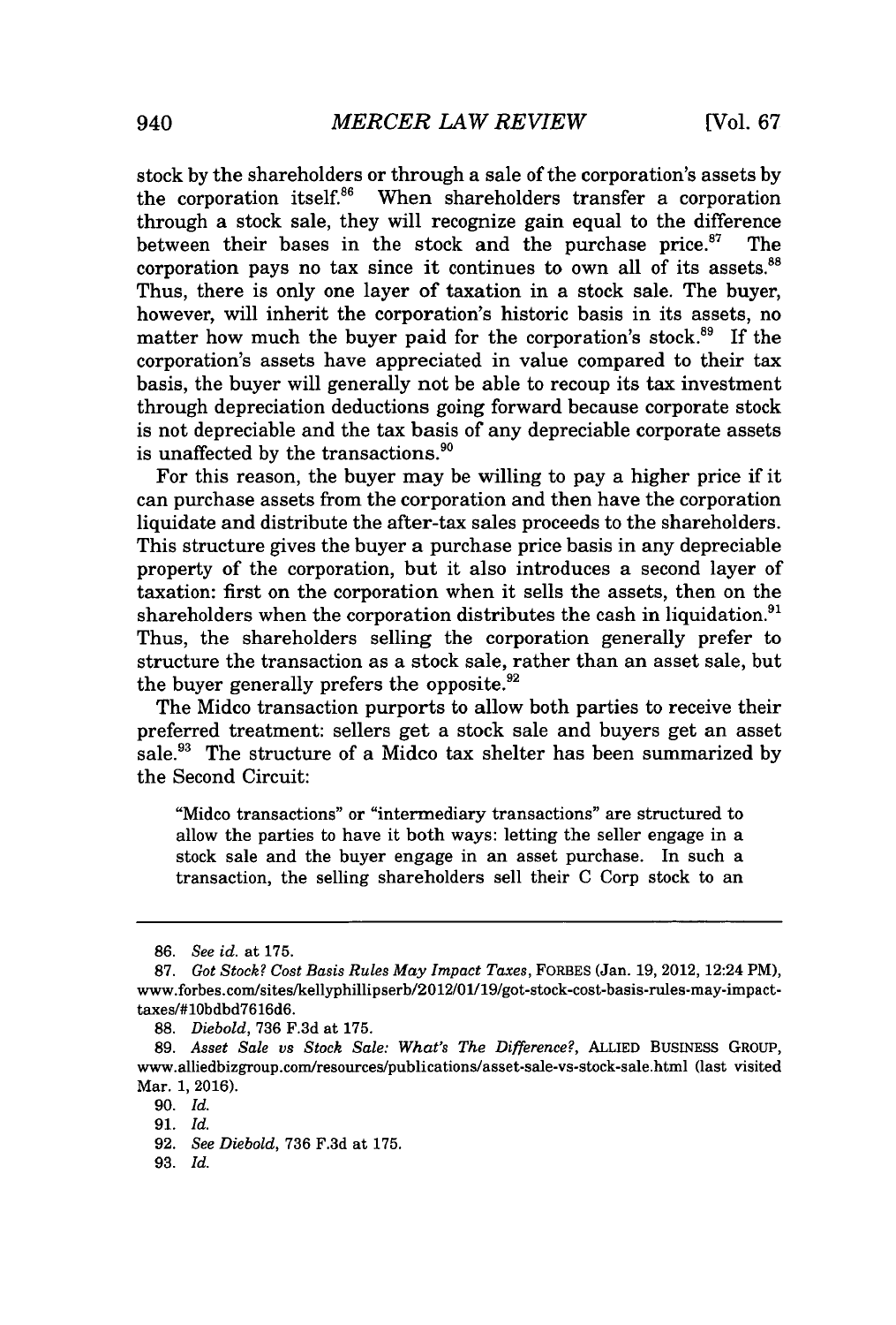stock by the shareholders or through a sale of the corporation's assets by the corporation itself.[86] When shareholders transfer a corporation through a stock sale, they will recognize gain equal to the difference between their bases in the stock and the purchase price.[87] The corporation pays no tax since it continues to own all of its assets.[88] Thus, there is only one layer of taxation in a stock sale. The buyer, however, will inherit the corporation's historic basis in its assets, no matter how much the buyer paid for the corporation's stock.[89] If the corporation's assets have appreciated in value compared to their tax basis, the buyer will generally not be able to recoup its tax investment through depreciation deductions going forward because corporate stock is not depreciable and the tax basis of any depreciable corporate assets is unaffected by the transactions.[90]

For this reason, the buyer may be willing to pay a higher price if it can purchase assets from the corporation and then have the corporation liquidate and distribute the after-tax sales proceeds to the shareholders. This structure gives the buyer a purchase price basis in any depreciable property of the corporation, but it also introduces a second layer of taxation: first on the corporation when it sells the assets, then on the shareholders when the corporation distributes the cash in liquidation.[91] Thus, the shareholders selling the corporation generally prefer to structure the transaction as a stock sale, rather than an asset sale, but the buyer generally prefers the opposite.[92]

The Midco transaction purports to allow both parties to receive their preferred treatment: sellers get a stock sale and buyers get an asset sale.[93] The structure of a Midco tax shelter has been summarized by the Second Circuit:

> "Midco transactions" or "intermediary transactions" are structured to allow the parties to have it both ways: letting the seller engage in a stock sale and the buyer engage in an asset purchase. In such a transaction, the selling shareholders sell their C Corp stock to an

---

86. *See id.* at 175.

87. *Got Stock? Cost Basis Rules May Impact Taxes*, FORBES (Jan. 19, 2012, 12:24 PM), www.forbes.com/sites/kellyphillipserb/2012/01/19/got-stock-cost-basis-rules-may-impact-taxes/#10bdbd7616d6.

88. *Diebold*, 736 F.3d at 175.

89. *Asset Sale vs Stock Sale: What's The Difference?*, ALLIED BUSINESS GROUP, www.alliedbizgroup.com/resources/publications/asset-sale-vs-stock-sale.html (last visited Mar. 1, 2016).

90. *Id.*

91. *Id.*

92. *See Diebold*, 736 F.3d at 175.

93. *Id.*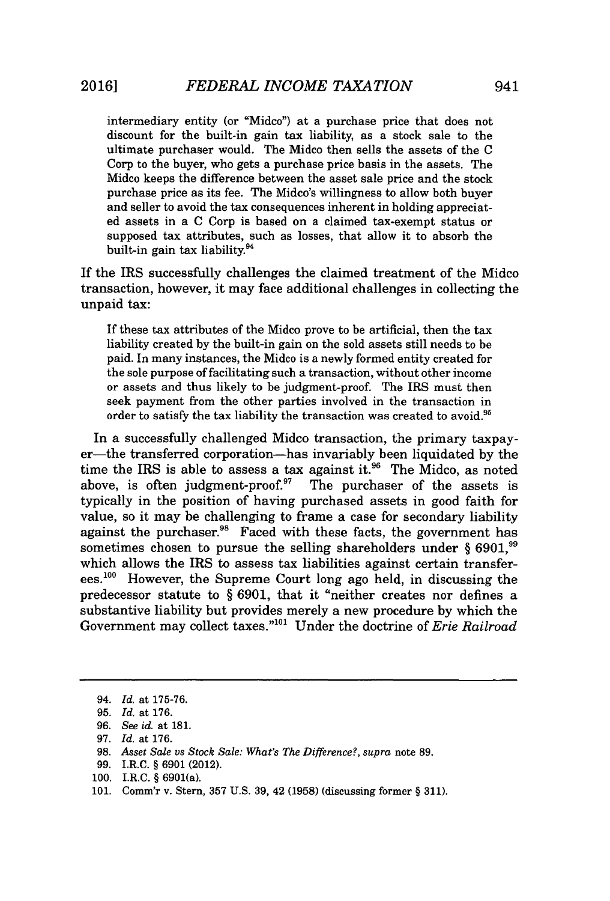> intermediary entity (or "Midco") at a purchase price that does not discount for the built-in gain tax liability, as a stock sale to the ultimate purchaser would. The Midco then sells the assets of the C Corp to the buyer, who gets a purchase price basis in the assets. The Midco keeps the difference between the asset sale price and the stock purchase price as its fee. The Midco's willingness to allow both buyer and seller to avoid the tax consequences inherent in holding appreciated assets in a C Corp is based on a claimed tax-exempt status or supposed tax attributes, such as losses, that allow it to absorb the built-in gain tax liability.[94]

If the IRS successfully challenges the claimed treatment of the Midco transaction, however, it may face additional challenges in collecting the unpaid tax:

> If these tax attributes of the Midco prove to be artificial, then the tax liability created by the built-in gain on the sold assets still needs to be paid. In many instances, the Midco is a newly formed entity created for the sole purpose of facilitating such a transaction, without other income or assets and thus likely to be judgment-proof. The IRS must then seek payment from the other parties involved in the transaction in order to satisfy the tax liability the transaction was created to avoid.[95]

In a successfully challenged Midco transaction, the primary taxpayer—the transferred corporation—has invariably been liquidated by the time the IRS is able to assess a tax against it.[96] The Midco, as noted above, is often judgment-proof.[97] The purchaser of the assets is typically in the position of having purchased assets in good faith for value, so it may be challenging to frame a case for secondary liability against the purchaser.[98] Faced with these facts, the government has sometimes chosen to pursue the selling shareholders under § 6901,[99] which allows the IRS to assess tax liabilities against certain transferees.[100] However, the Supreme Court long ago held, in discussing the predecessor statute to § 6901, that it "neither creates nor defines a substantive liability but provides merely a new procedure by which the Government may collect taxes."[101] Under the doctrine of *Erie Railroad*

---

94. *Id.* at 175-76.
95. *Id.* at 176.
96. *See id.* at 181.
97. *Id.* at 176.
98. *Asset Sale vs Stock Sale: What's The Difference?*, *supra* note 89.
99. I.R.C. § 6901 (2012).
100. I.R.C. § 6901(a).
101. Comm'r v. Stern, 357 U.S. 39, 42 (1958) (discussing former § 311).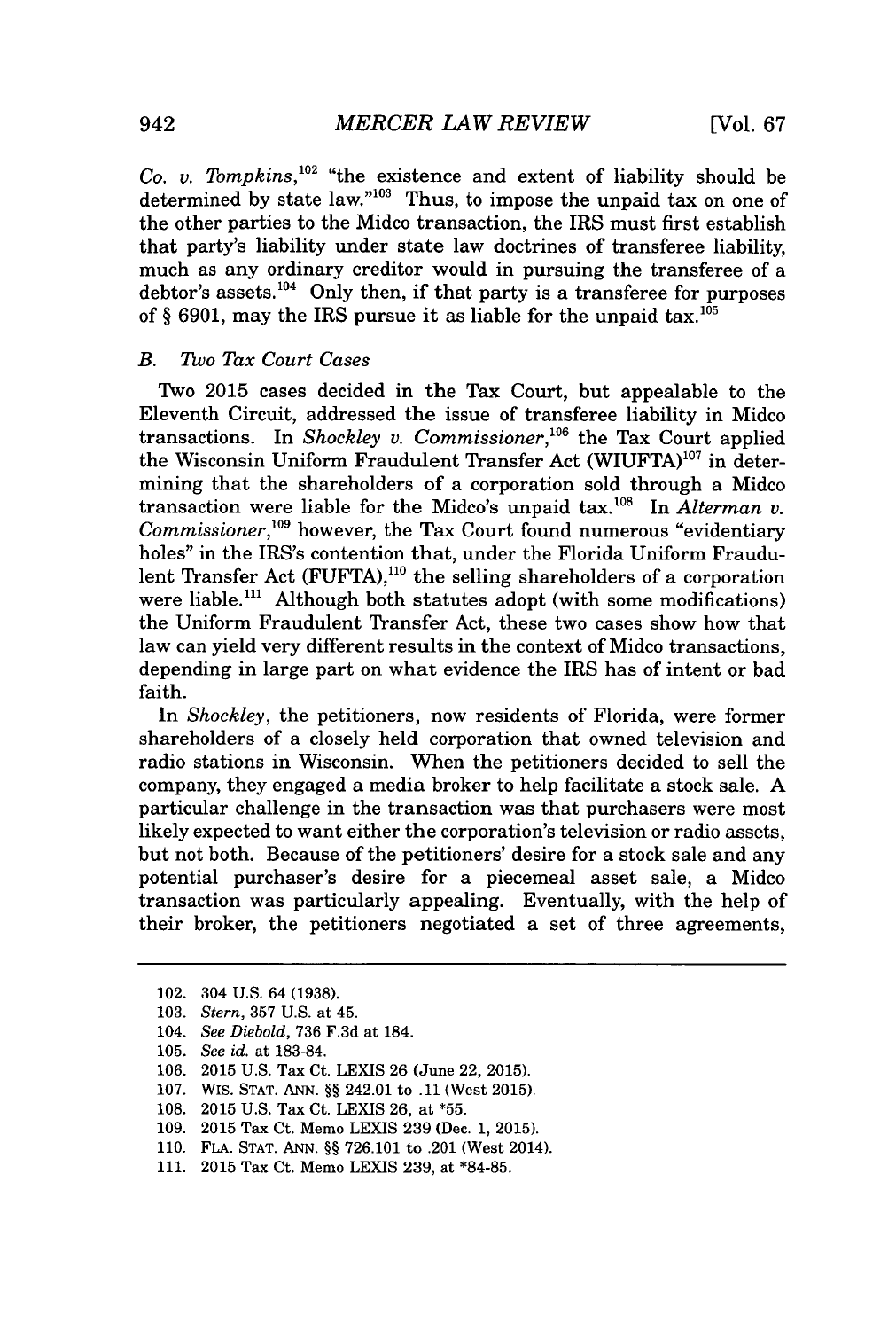*Co. v. Tompkins*,[102] "the existence and extent of liability should be determined by state law."[103] Thus, to impose the unpaid tax on one of the other parties to the Midco transaction, the IRS must first establish that party's liability under state law doctrines of transferee liability, much as any ordinary creditor would in pursuing the transferee of a debtor's assets.[104] Only then, if that party is a transferee for purposes of § 6901, may the IRS pursue it as liable for the unpaid tax.[105]

### *B. Two Tax Court Cases*

Two 2015 cases decided in the Tax Court, but appealable to the Eleventh Circuit, addressed the issue of transferee liability in Midco transactions. In *Shockley v. Commissioner*,[106] the Tax Court applied the Wisconsin Uniform Fraudulent Transfer Act (WIUFTA)[107] in determining that the shareholders of a corporation sold through a Midco transaction were liable for the Midco's unpaid tax.[108] In *Alterman v. Commissioner*,[109] however, the Tax Court found numerous "evidentiary holes" in the IRS's contention that, under the Florida Uniform Fraudulent Transfer Act (FUFTA),[110] the selling shareholders of a corporation were liable.[111] Although both statutes adopt (with some modifications) the Uniform Fraudulent Transfer Act, these two cases show how that law can yield very different results in the context of Midco transactions, depending in large part on what evidence the IRS has of intent or bad faith.

In *Shockley*, the petitioners, now residents of Florida, were former shareholders of a closely held corporation that owned television and radio stations in Wisconsin. When the petitioners decided to sell the company, they engaged a media broker to help facilitate a stock sale. A particular challenge in the transaction was that purchasers were most likely expected to want either the corporation's television or radio assets, but not both. Because of the petitioners' desire for a stock sale and any potential purchaser's desire for a piecemeal asset sale, a Midco transaction was particularly appealing. Eventually, with the help of their broker, the petitioners negotiated a set of three agreements,

---

102. 304 U.S. 64 (1938).
103. *Stern*, 357 U.S. at 45.
104. *See Diebold*, 736 F.3d at 184.
105. *See id.* at 183-84.
106. 2015 U.S. Tax Ct. LEXIS 26 (June 22, 2015).
107. WIS. STAT. ANN. §§ 242.01 to .11 (West 2015).
108. 2015 U.S. Tax Ct. LEXIS 26, at *55.
109. 2015 Tax Ct. Memo LEXIS 239 (Dec. 1, 2015).
110. FLA. STAT. ANN. §§ 726.101 to .201 (West 2014).
111. 2015 Tax Ct. Memo LEXIS 239, at *84-85.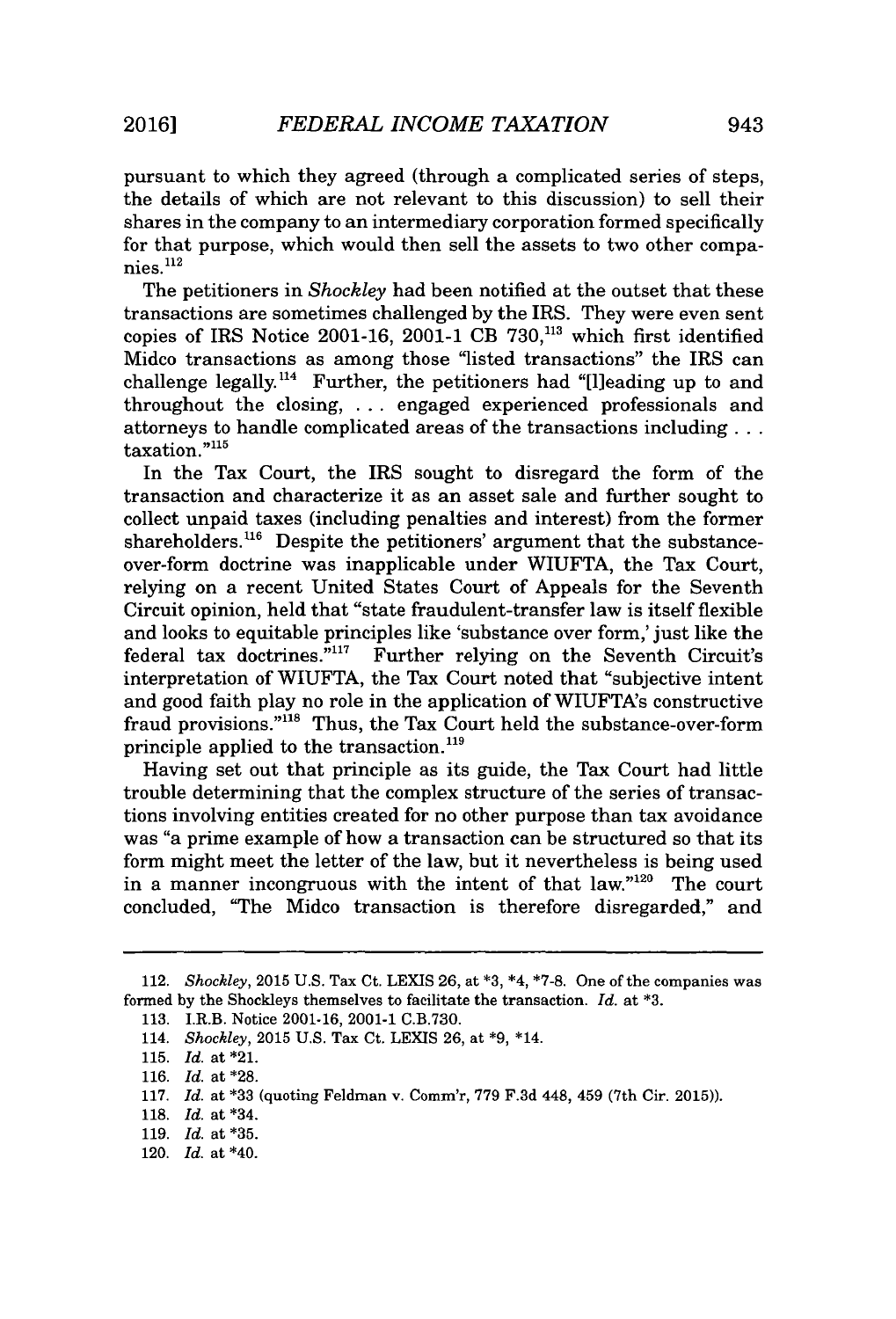pursuant to which they agreed (through a complicated series of steps, the details of which are not relevant to this discussion) to sell their shares in the company to an intermediary corporation formed specifically for that purpose, which would then sell the assets to two other companies.[112]

The petitioners in *Shockley* had been notified at the outset that these transactions are sometimes challenged by the IRS. They were even sent copies of IRS Notice 2001-16, 2001-1 CB 730,[113] which first identified Midco transactions as among those "listed transactions" the IRS can challenge legally.[114] Further, the petitioners had "[l]eading up to and throughout the closing, . . . engaged experienced professionals and attorneys to handle complicated areas of the transactions including . . . taxation."[115]

In the Tax Court, the IRS sought to disregard the form of the transaction and characterize it as an asset sale and further sought to collect unpaid taxes (including penalties and interest) from the former shareholders.[116] Despite the petitioners' argument that the substance-over-form doctrine was inapplicable under WIUFTA, the Tax Court, relying on a recent United States Court of Appeals for the Seventh Circuit opinion, held that "state fraudulent-transfer law is itself flexible and looks to equitable principles like 'substance over form,' just like the federal tax doctrines."[117] Further relying on the Seventh Circuit's interpretation of WIUFTA, the Tax Court noted that "subjective intent and good faith play no role in the application of WIUFTA's constructive fraud provisions."[118] Thus, the Tax Court held the substance-over-form principle applied to the transaction.[119]

Having set out that principle as its guide, the Tax Court had little trouble determining that the complex structure of the series of transactions involving entities created for no other purpose than tax avoidance was "a prime example of how a transaction can be structured so that its form might meet the letter of the law, but it nevertheless is being used in a manner incongruous with the intent of that law."[120] The court concluded, "The Midco transaction is therefore disregarded," and

---

112. *Shockley*, 2015 U.S. Tax Ct. LEXIS 26, at *3, *4, *7-8. One of the companies was formed by the Shockleys themselves to facilitate the transaction. *Id.* at *3.

113. I.R.B. Notice 2001-16, 2001-1 C.B.730.

114. *Shockley*, 2015 U.S. Tax Ct. LEXIS 26, at *9, *14.

115. *Id.* at *21.

116. *Id.* at *28.

117. *Id.* at *33 (quoting Feldman v. Comm'r, 779 F.3d 448, 459 (7th Cir. 2015)).

118. *Id.* at *34.

119. *Id.* at *35.

120. *Id.* at *40.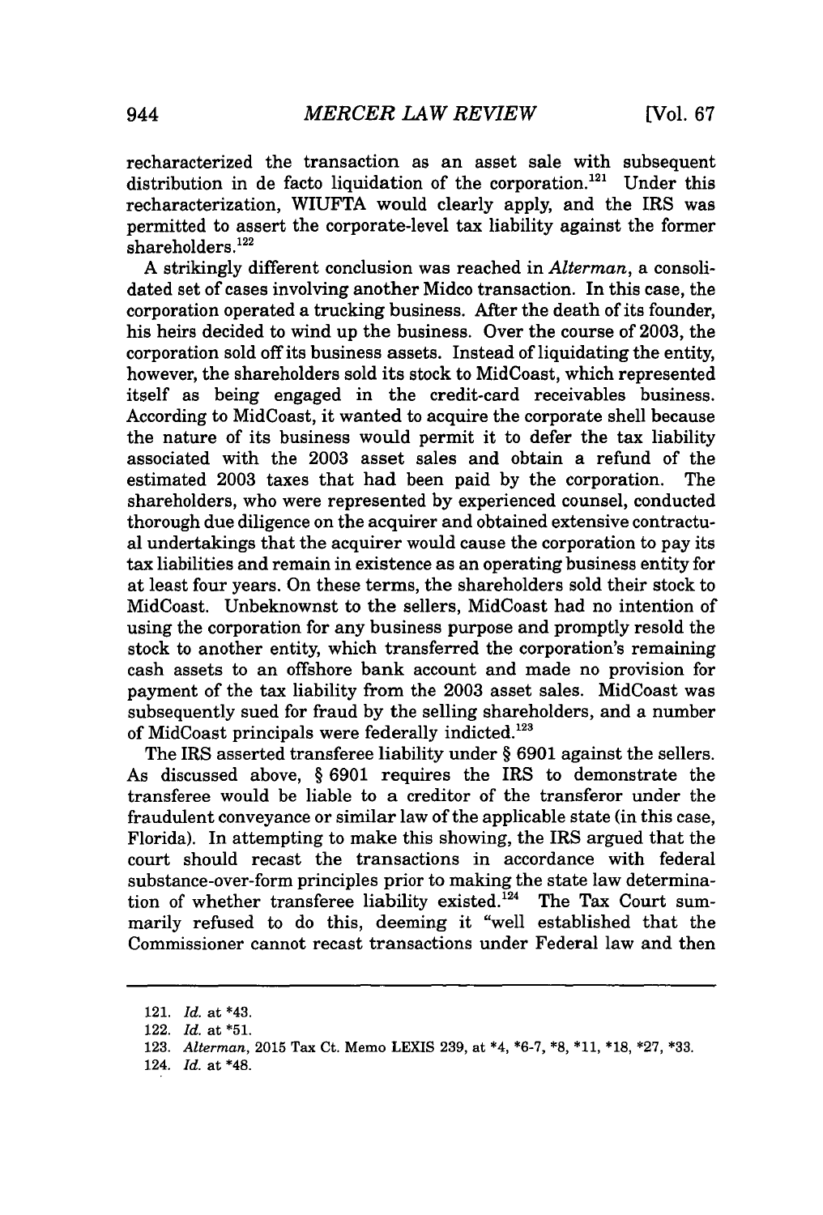recharacterized the transaction as an asset sale with subsequent distribution in de facto liquidation of the corporation.[121] Under this recharacterization, WIUFTA would clearly apply, and the IRS was permitted to assert the corporate-level tax liability against the former shareholders.[122]

A strikingly different conclusion was reached in *Alterman*, a consolidated set of cases involving another Midco transaction. In this case, the corporation operated a trucking business. After the death of its founder, his heirs decided to wind up the business. Over the course of 2003, the corporation sold off its business assets. Instead of liquidating the entity, however, the shareholders sold its stock to MidCoast, which represented itself as being engaged in the credit-card receivables business. According to MidCoast, it wanted to acquire the corporate shell because the nature of its business would permit it to defer the tax liability associated with the 2003 asset sales and obtain a refund of the estimated 2003 taxes that had been paid by the corporation. The shareholders, who were represented by experienced counsel, conducted thorough due diligence on the acquirer and obtained extensive contractual undertakings that the acquirer would cause the corporation to pay its tax liabilities and remain in existence as an operating business entity for at least four years. On these terms, the shareholders sold their stock to MidCoast. Unbeknownst to the sellers, MidCoast had no intention of using the corporation for any business purpose and promptly resold the stock to another entity, which transferred the corporation's remaining cash assets to an offshore bank account and made no provision for payment of the tax liability from the 2003 asset sales. MidCoast was subsequently sued for fraud by the selling shareholders, and a number of MidCoast principals were federally indicted.[123]

The IRS asserted transferee liability under § 6901 against the sellers. As discussed above, § 6901 requires the IRS to demonstrate the transferee would be liable to a creditor of the transferor under the fraudulent conveyance or similar law of the applicable state (in this case, Florida). In attempting to make this showing, the IRS argued that the court should recast the transactions in accordance with federal substance-over-form principles prior to making the state law determination of whether transferee liability existed.[124] The Tax Court summarily refused to do this, deeming it "well established that the Commissioner cannot recast transactions under Federal law and then

---

121. *Id.* at *43.

122. *Id.* at *51.

123. *Alterman*, 2015 Tax Ct. Memo LEXIS 239, at *4, *6-7, *8, *11, *18, *27, *33.

124. *Id.* at *48.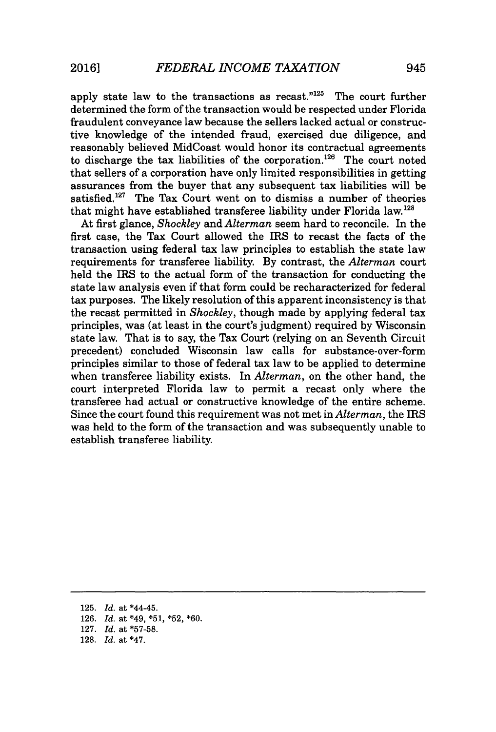apply state law to the transactions as recast."[125] The court further determined the form of the transaction would be respected under Florida fraudulent conveyance law because the sellers lacked actual or constructive knowledge of the intended fraud, exercised due diligence, and reasonably believed MidCoast would honor its contractual agreements to discharge the tax liabilities of the corporation.[126] The court noted that sellers of a corporation have only limited responsibilities in getting assurances from the buyer that any subsequent tax liabilities will be satisfied.[127] The Tax Court went on to dismiss a number of theories that might have established transferee liability under Florida law.[128]

At first glance, *Shockley* and *Alterman* seem hard to reconcile. In the first case, the Tax Court allowed the IRS to recast the facts of the transaction using federal tax law principles to establish the state law requirements for transferee liability. By contrast, the *Alterman* court held the IRS to the actual form of the transaction for conducting the state law analysis even if that form could be recharacterized for federal tax purposes. The likely resolution of this apparent inconsistency is that the recast permitted in *Shockley*, though made by applying federal tax principles, was (at least in the court's judgment) required by Wisconsin state law. That is to say, the Tax Court (relying on an Seventh Circuit precedent) concluded Wisconsin law calls for substance-over-form principles similar to those of federal tax law to be applied to determine when transferee liability exists. In *Alterman*, on the other hand, the court interpreted Florida law to permit a recast only where the transferee had actual or constructive knowledge of the entire scheme. Since the court found this requirement was not met in *Alterman*, the IRS was held to the form of the transaction and was subsequently unable to establish transferee liability.

---

125. *Id.* at *44-45.

126. *Id.* at *49, *51, *52, *60.

127. *Id.* at *57-58.

128. *Id.* at *47.